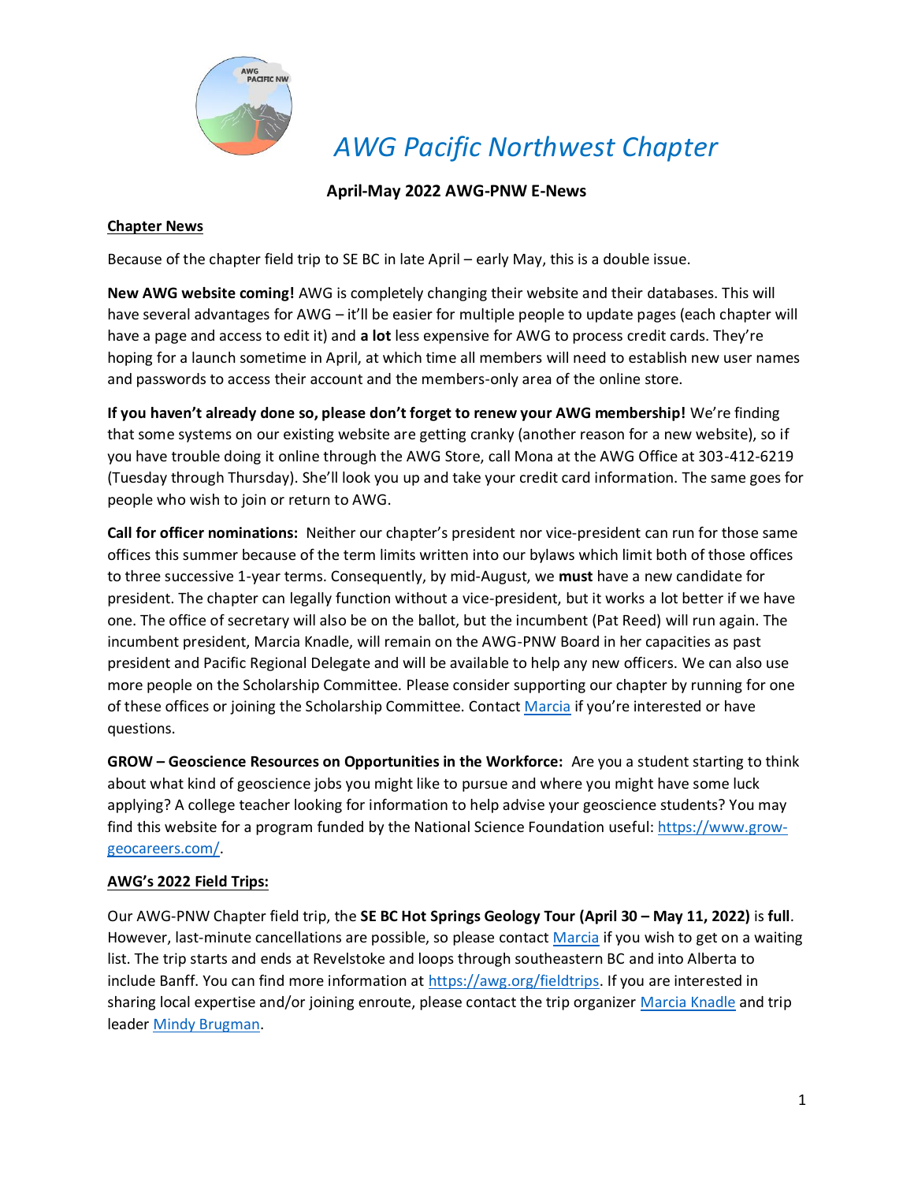// AWG Pacific Northwest Chapter

## April-May 2022 AWG-PNW E-News

### Chapter News

Because of the chapter field trip to SE BC in late April – early May, this is a double issue.

**New AWG website coming!** AWG is completely changing their website and their databases. This will have several advantages for AWG – it'll be easier for multiple people to update pages (each chapter will have a page and access to edit it) and **a lot** less expensive for AWG to process credit cards. They're hoping for a launch sometime in April, at which time all members will need to establish new user names and passwords to access their account and the members-only area of the online store.

**If you haven't already done so, please don't forget to renew your AWG membership!** We're finding that some systems on our existing website are getting cranky (another reason for a new website), so if you have trouble doing it online through the AWG Store, call Mona at the AWG Office at 303-412-6219 (Tuesday through Thursday). She'll look you up and take your credit card information. The same goes for people who wish to join or return to AWG.

**Call for officer nominations:** Neither our chapter's president nor vice-president can run for those same offices this summer because of the term limits written into our bylaws which limit both of those offices to three successive 1-year terms. Consequently, by mid-August, we **must** have a new candidate for president. The chapter can legally function without a vice-president, but it works a lot better if we have one. The office of secretary will also be on the ballot, but the incumbent (Pat Reed) will run again. The incumbent president, Marcia Knadle, will remain on the AWG-PNW Board in her capacities as past president and Pacific Regional Delegate and will be available to help any new officers. We can also use more people on the Scholarship Committee. Please consider supporting our chapter by running for one of these offices or joining the Scholarship Committee. Contact Marcia if you're interested or have questions.

**GROW – Geoscience Resources on Opportunities in the Workforce:** Are you a student starting to think about what kind of geoscience jobs you might like to pursue and where you might have some luck applying? A college teacher looking for information to help advise your geoscience students? You may find this website for a program funded by the National Science Foundation useful: https://www.grow-geocareers.com/.

### AWG's 2022 Field Trips:

Our AWG-PNW Chapter field trip, the **SE BC Hot Springs Geology Tour (April 30 – May 11, 2022)** is **full**. However, last-minute cancellations are possible, so please contact Marcia if you wish to get on a waiting list. The trip starts and ends at Revelstoke and loops through southeastern BC and into Alberta to include Banff. You can find more information at https://awg.org/fieldtrips. If you are interested in sharing local expertise and/or joining enroute, please contact the trip organizer Marcia Knadle and trip leader Mindy Brugman.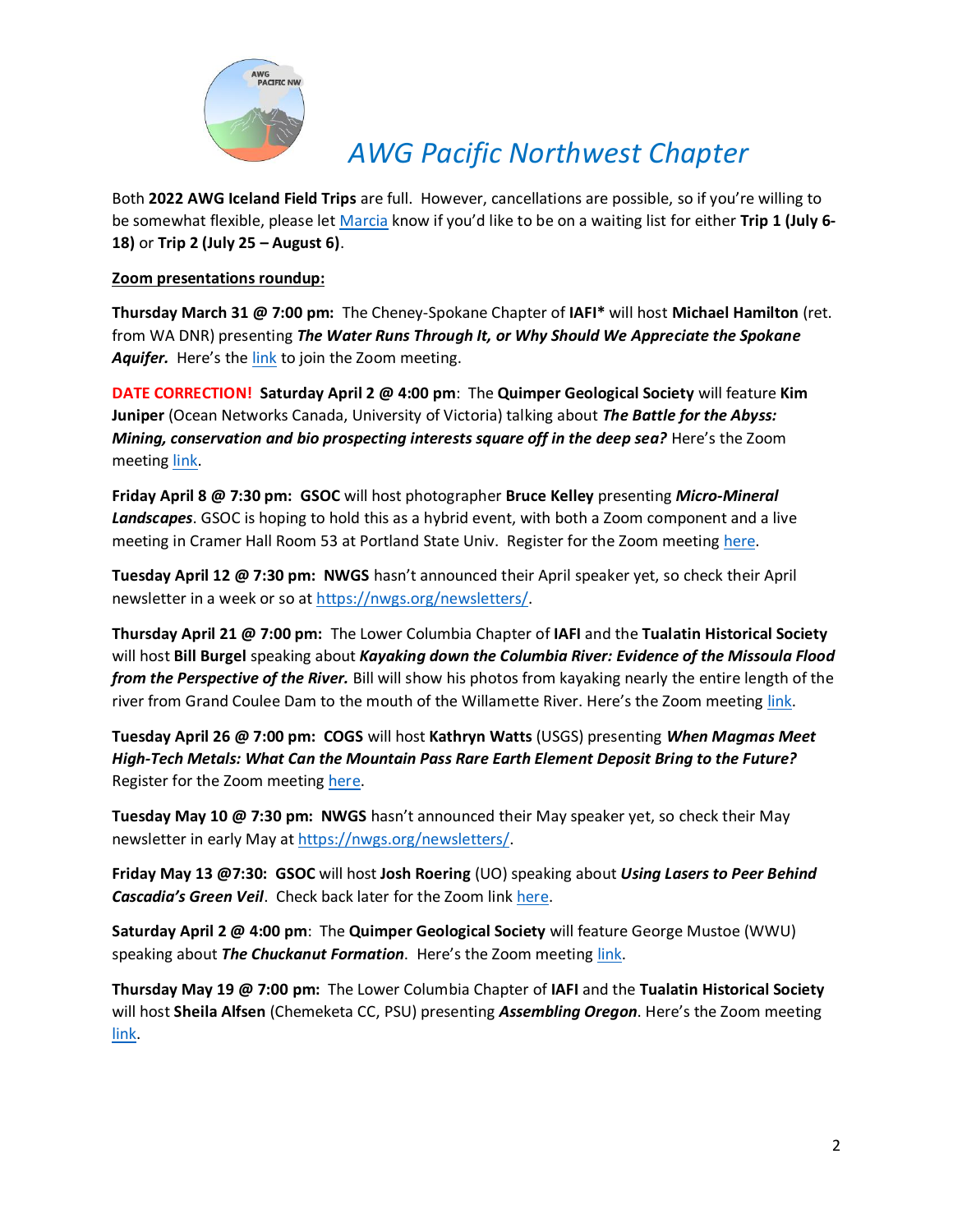// AWG Pacific Northwest Chapter

Both **2022 AWG Iceland Field Trips** are full. However, cancellations are possible, so if you're willing to be somewhat flexible, please let Marcia know if you'd like to be on a waiting list for either **Trip 1 (July 6-18)** or **Trip 2 (July 25 – August 6)**.

**Zoom presentations roundup:**

**Thursday March 31 @ 7:00 pm:** The Cheney-Spokane Chapter of **IAFI*** will host **Michael Hamilton** (ret. from WA DNR) presenting ***The Water Runs Through It, or Why Should We Appreciate the Spokane Aquifer.*** Here's the link to join the Zoom meeting.

**DATE CORRECTION! Saturday April 2 @ 4:00 pm**: The **Quimper Geological Society** will feature **Kim Juniper** (Ocean Networks Canada, University of Victoria) talking about ***The Battle for the Abyss: Mining, conservation and bio prospecting interests square off in the deep sea?*** Here's the Zoom meeting link.

**Friday April 8 @ 7:30 pm: GSOC** will host photographer **Bruce Kelley** presenting ***Micro-Mineral Landscapes***. GSOC is hoping to hold this as a hybrid event, with both a Zoom component and a live meeting in Cramer Hall Room 53 at Portland State Univ. Register for the Zoom meeting here.

**Tuesday April 12 @ 7:30 pm: NWGS** hasn't announced their April speaker yet, so check their April newsletter in a week or so at https://nwgs.org/newsletters/.

**Thursday April 21 @ 7:00 pm:** The Lower Columbia Chapter of **IAFI** and the **Tualatin Historical Society** will host **Bill Burgel** speaking about ***Kayaking down the Columbia River: Evidence of the Missoula Flood from the Perspective of the River.*** Bill will show his photos from kayaking nearly the entire length of the river from Grand Coulee Dam to the mouth of the Willamette River. Here's the Zoom meeting link.

**Tuesday April 26 @ 7:00 pm: COGS** will host **Kathryn Watts** (USGS) presenting ***When Magmas Meet High-Tech Metals: What Can the Mountain Pass Rare Earth Element Deposit Bring to the Future?*** Register for the Zoom meeting here.

**Tuesday May 10 @ 7:30 pm: NWGS** hasn't announced their May speaker yet, so check their May newsletter in early May at https://nwgs.org/newsletters/.

**Friday May 13 @7:30: GSOC** will host **Josh Roering** (UO) speaking about ***Using Lasers to Peer Behind Cascadia's Green Veil***. Check back later for the Zoom link here.

**Saturday April 2 @ 4:00 pm**: The **Quimper Geological Society** will feature George Mustoe (WWU) speaking about ***The Chuckanut Formation***. Here's the Zoom meeting link.

**Thursday May 19 @ 7:00 pm:** The Lower Columbia Chapter of **IAFI** and the **Tualatin Historical Society** will host **Sheila Alfsen** (Chemeketa CC, PSU) presenting ***Assembling Oregon***. Here's the Zoom meeting link.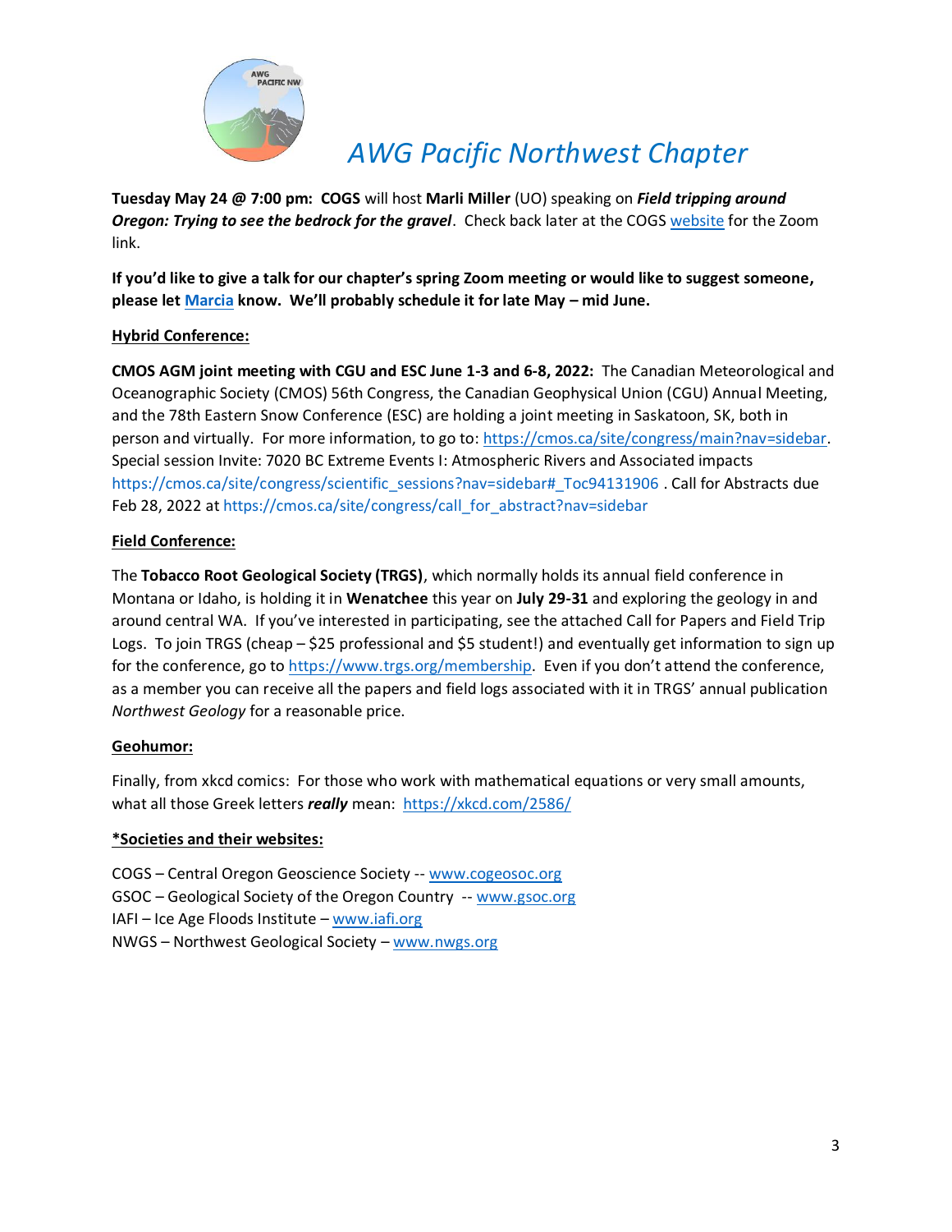# *AWG Pacific Northwest Chapter*

**Tuesday May 24 @ 7:00 pm: COGS** will host **Marli Miller** (UO) speaking on ***Field tripping around Oregon: Trying to see the bedrock for the gravel***. Check back later at the COGS website for the Zoom link.

**If you'd like to give a talk for our chapter's spring Zoom meeting or would like to suggest someone, please let Marcia know. We'll probably schedule it for late May – mid June.**

**Hybrid Conference:**

**CMOS AGM joint meeting with CGU and ESC June 1-3 and 6-8, 2022:** The Canadian Meteorological and Oceanographic Society (CMOS) 56th Congress, the Canadian Geophysical Union (CGU) Annual Meeting, and the 78th Eastern Snow Conference (ESC) are holding a joint meeting in Saskatoon, SK, both in person and virtually. For more information, to go to: https://cmos.ca/site/congress/main?nav=sidebar. Special session Invite: 7020 BC Extreme Events I: Atmospheric Rivers and Associated impacts https://cmos.ca/site/congress/scientific_sessions?nav=sidebar#_Toc94131906 . Call for Abstracts due Feb 28, 2022 at https://cmos.ca/site/congress/call_for_abstract?nav=sidebar

**Field Conference:**

The **Tobacco Root Geological Society (TRGS)**, which normally holds its annual field conference in Montana or Idaho, is holding it in **Wenatchee** this year on **July 29-31** and exploring the geology in and around central WA. If you've interested in participating, see the attached Call for Papers and Field Trip Logs. To join TRGS (cheap – $25 professional and $5 student!) and eventually get information to sign up for the conference, go to https://www.trgs.org/membership. Even if you don't attend the conference, as a member you can receive all the papers and field logs associated with it in TRGS' annual publication *Northwest Geology* for a reasonable price.

**Geohumor:**

Finally, from xkcd comics: For those who work with mathematical equations or very small amounts, what all those Greek letters ***really*** mean: https://xkcd.com/2586/

**\*Societies and their websites:**

COGS – Central Oregon Geoscience Society -- www.cogeosoc.org
GSOC – Geological Society of the Oregon Country -- www.gsoc.org
IAFI – Ice Age Floods Institute – www.iafi.org
NWGS – Northwest Geological Society – www.nwgs.org